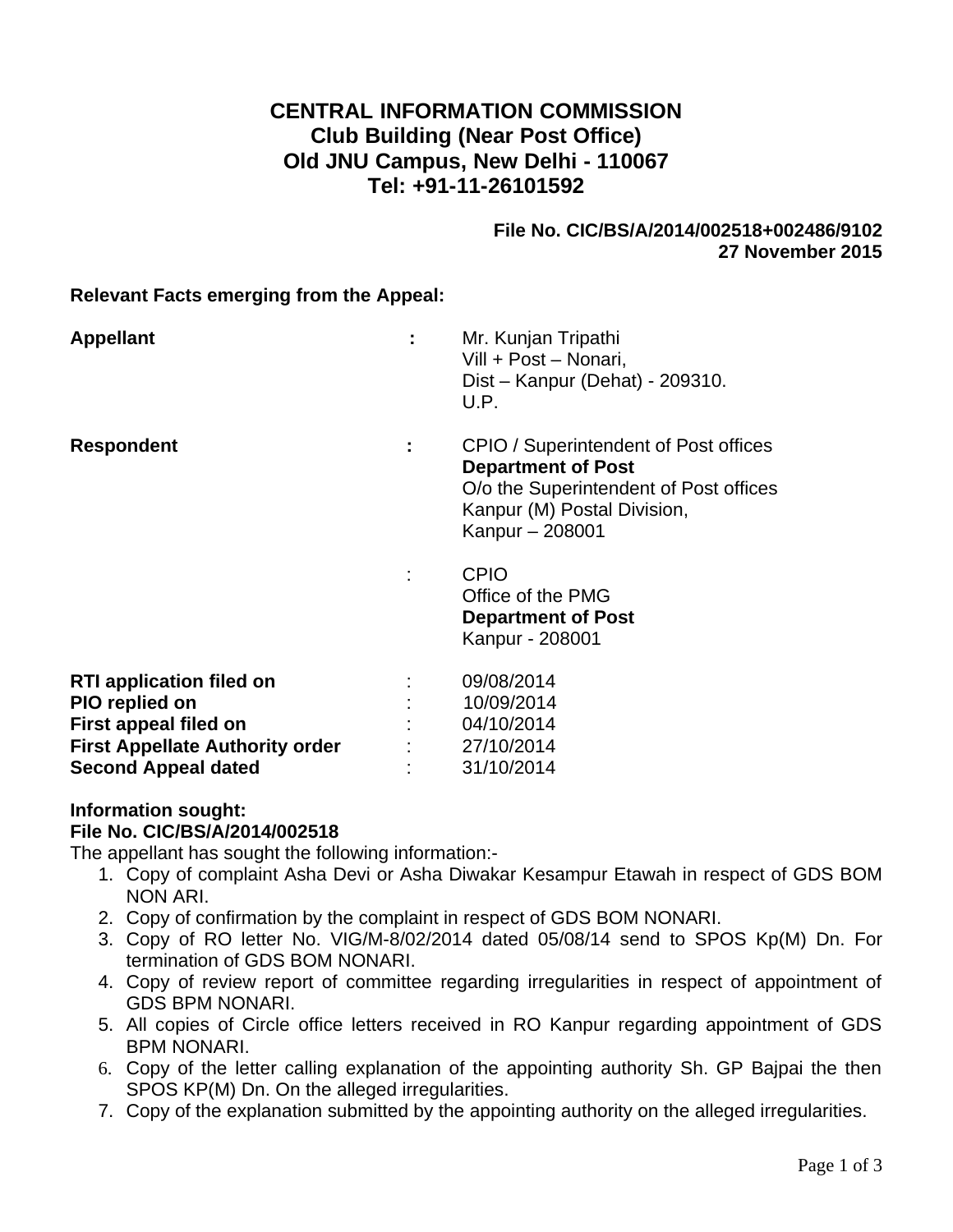# CENTRAL INFORMATION COMMISSION
## Club Building (Near Post Office)
## Old JNU Campus, New Delhi - 110067
## Tel: +91-11-26101592

**File No. CIC/BS/A/2014/002518+002486/9102**
**27 November 2015**

**Relevant Facts emerging from the Appeal:**

| | | |
|---|---|---|
| **Appellant** | **:** | Mr. Kunjan Tripathi<br>Vill + Post – Nonari,<br>Dist – Kanpur (Dehat) - 209310.<br>U.P. |
| **Respondent** | **:** | CPIO / Superintendent of Post offices<br>**Department of Post**<br>O/o the Superintendent of Post offices<br>Kanpur (M) Postal Division,<br>Kanpur – 208001 |
| | : | CPIO<br>Office of the PMG<br>**Department of Post**<br>Kanpur - 208001 |
| **RTI application filed on** | : | 09/08/2014 |
| **PIO replied on** | : | 10/09/2014 |
| **First appeal filed on** | : | 04/10/2014 |
| **First Appellate Authority order** | : | 27/10/2014 |
| **Second Appeal dated** | : | 31/10/2014 |

**Information sought:**
**File No. CIC/BS/A/2014/002518**

The appellant has sought the following information:-

1. Copy of complaint Asha Devi or Asha Diwakar Kesampur Etawah in respect of GDS BOM NON ARI.
2. Copy of confirmation by the complaint in respect of GDS BOM NONARI.
3. Copy of RO letter No. VIG/M-8/02/2014 dated 05/08/14 send to SPOS Kp(M) Dn. For termination of GDS BOM NONARI.
4. Copy of review report of committee regarding irregularities in respect of appointment of GDS BPM NONARI.
5. All copies of Circle office letters received in RO Kanpur regarding appointment of GDS BPM NONARI.
6. Copy of the letter calling explanation of the appointing authority Sh. GP Bajpai the then SPOS KP(M) Dn. On the alleged irregularities.
7. Copy of the explanation submitted by the appointing authority on the alleged irregularities.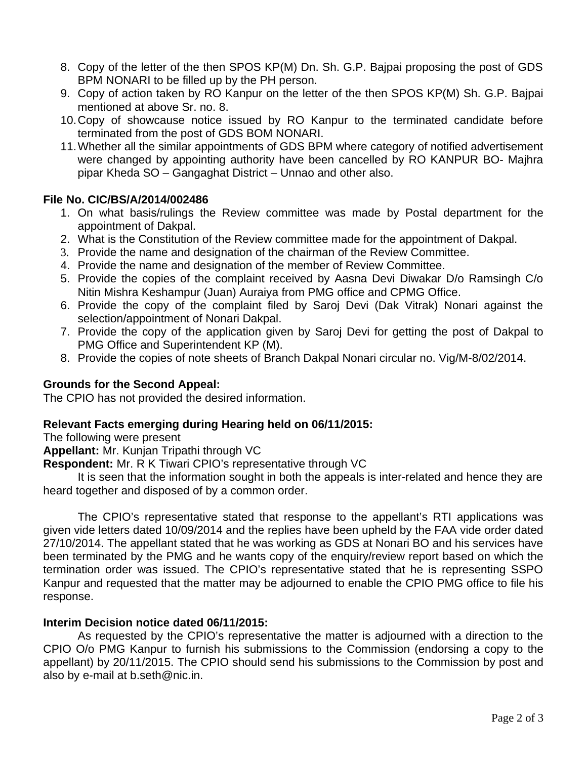8. Copy of the letter of the then SPOS KP(M) Dn. Sh. G.P. Bajpai proposing the post of GDS BPM NONARI to be filled up by the PH person.
9. Copy of action taken by RO Kanpur on the letter of the then SPOS KP(M) Sh. G.P. Bajpai mentioned at above Sr. no. 8.
10. Copy of showcause notice issued by RO Kanpur to the terminated candidate before terminated from the post of GDS BOM NONARI.
11. Whether all the similar appointments of GDS BPM where category of notified advertisement were changed by appointing authority have been cancelled by RO KANPUR BO- Majhra pipar Kheda SO – Gangaghat District – Unnao and other also.

**File No. CIC/BS/A/2014/002486**

1. On what basis/rulings the Review committee was made by Postal department for the appointment of Dakpal.
2. What is the Constitution of the Review committee made for the appointment of Dakpal.
3. Provide the name and designation of the chairman of the Review Committee.
4. Provide the name and designation of the member of Review Committee.
5. Provide the copies of the complaint received by Aasna Devi Diwakar D/o Ramsingh C/o Nitin Mishra Keshampur (Juan) Auraiya from PMG office and CPMG Office.
6. Provide the copy of the complaint filed by Saroj Devi (Dak Vitrak) Nonari against the selection/appointment of Nonari Dakpal.
7. Provide the copy of the application given by Saroj Devi for getting the post of Dakpal to PMG Office and Superintendent KP (M).
8. Provide the copies of note sheets of Branch Dakpal Nonari circular no. Vig/M-8/02/2014.

**Grounds for the Second Appeal:**

The CPIO has not provided the desired information.

**Relevant Facts emerging during Hearing held on 06/11/2015:**

The following were present

**Appellant:** Mr. Kunjan Tripathi through VC

**Respondent:** Mr. R K Tiwari CPIO's representative through VC

It is seen that the information sought in both the appeals is inter-related and hence they are heard together and disposed of by a common order.

The CPIO's representative stated that response to the appellant's RTI applications was given vide letters dated 10/09/2014 and the replies have been upheld by the FAA vide order dated 27/10/2014. The appellant stated that he was working as GDS at Nonari BO and his services have been terminated by the PMG and he wants copy of the enquiry/review report based on which the termination order was issued. The CPIO's representative stated that he is representing SSPO Kanpur and requested that the matter may be adjourned to enable the CPIO PMG office to file his response.

**Interim Decision notice dated 06/11/2015:**

As requested by the CPIO's representative the matter is adjourned with a direction to the CPIO O/o PMG Kanpur to furnish his submissions to the Commission (endorsing a copy to the appellant) by 20/11/2015. The CPIO should send his submissions to the Commission by post and also by e-mail at b.seth@nic.in.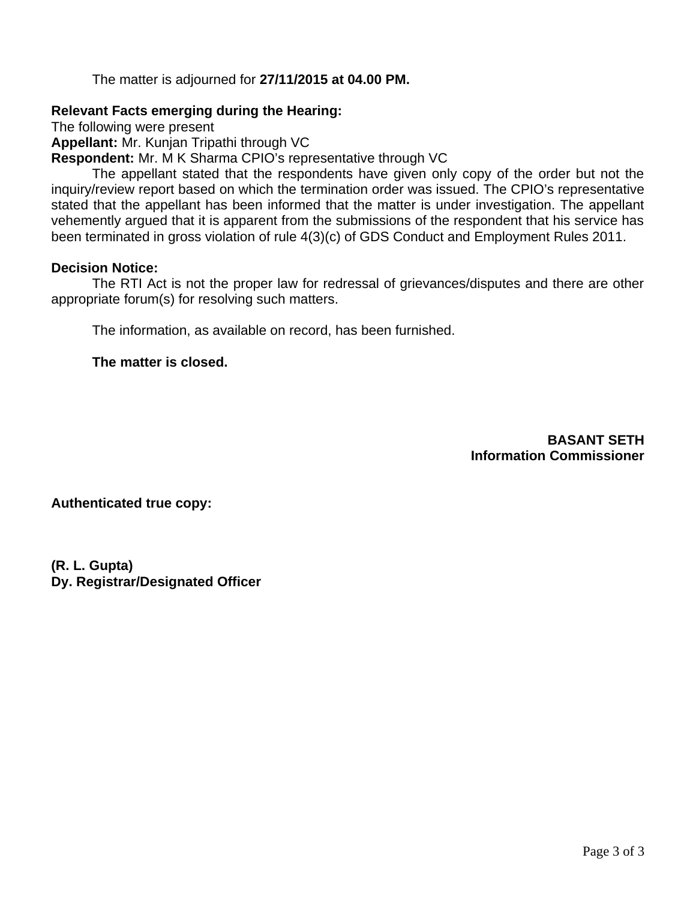The matter is adjourned for **27/11/2015 at 04.00 PM.**

**Relevant Facts emerging during the Hearing:**

The following were present

**Appellant:** Mr. Kunjan Tripathi through VC

**Respondent:** Mr. M K Sharma CPIO's representative through VC

The appellant stated that the respondents have given only copy of the order but not the inquiry/review report based on which the termination order was issued. The CPIO's representative stated that the appellant has been informed that the matter is under investigation. The appellant vehemently argued that it is apparent from the submissions of the respondent that his service has been terminated in gross violation of rule 4(3)(c) of GDS Conduct and Employment Rules 2011.

**Decision Notice:**

The RTI Act is not the proper law for redressal of grievances/disputes and there are other appropriate forum(s) for resolving such matters.

The information, as available on record, has been furnished.

**The matter is closed.**

**BASANT SETH**
**Information Commissioner**

**Authenticated true copy:**

**(R. L. Gupta)**
**Dy. Registrar/Designated Officer**